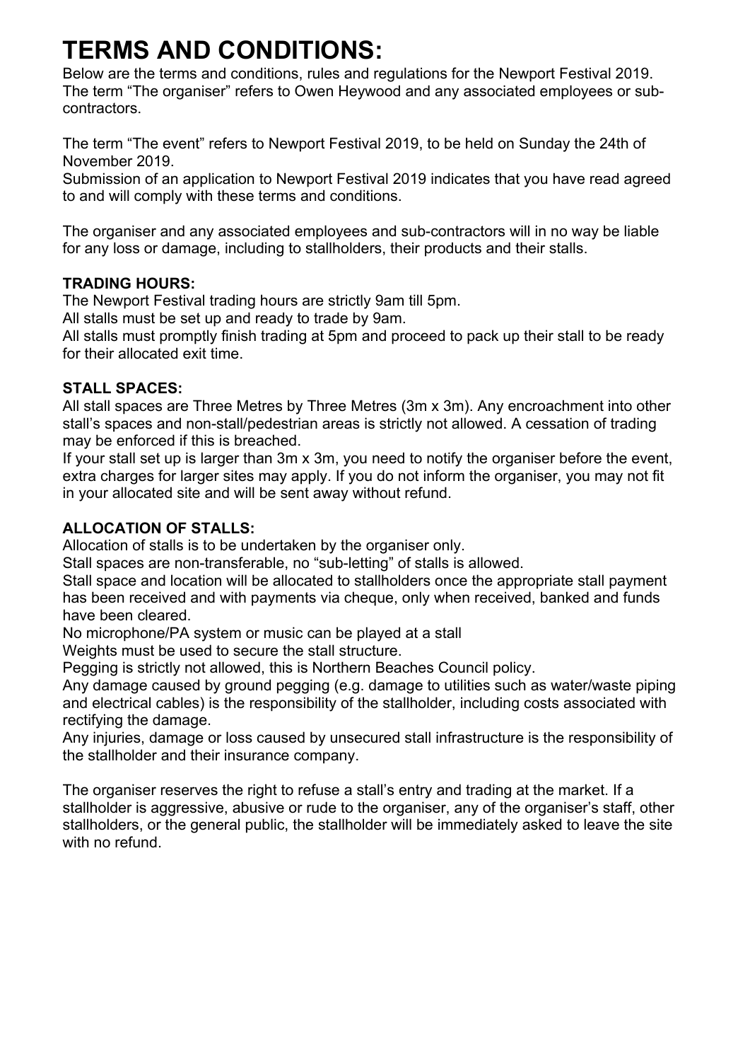# TERMS AND CONDITIONS:

Below are the terms and conditions, rules and regulations for the Newport Festival 2019. The term "The organiser" refers to Owen Heywood and any associated employees or sub-contractors.

The term "The event" refers to Newport Festival 2019, to be held on Sunday the 24th of November 2019.

Submission of an application to Newport Festival 2019 indicates that you have read agreed to and will comply with these terms and conditions.

The organiser and any associated employees and sub-contractors will in no way be liable for any loss or damage, including to stallholders, their products and their stalls.

**TRADING HOURS:**

The Newport Festival trading hours are strictly 9am till 5pm.

All stalls must be set up and ready to trade by 9am.

All stalls must promptly finish trading at 5pm and proceed to pack up their stall to be ready for their allocated exit time.

**STALL SPACES:**

All stall spaces are Three Metres by Three Metres (3m x 3m). Any encroachment into other stall's spaces and non-stall/pedestrian areas is strictly not allowed. A cessation of trading may be enforced if this is breached.

If your stall set up is larger than 3m x 3m, you need to notify the organiser before the event, extra charges for larger sites may apply. If you do not inform the organiser, you may not fit in your allocated site and will be sent away without refund.

**ALLOCATION OF STALLS:**

Allocation of stalls is to be undertaken by the organiser only.

Stall spaces are non-transferable, no "sub-letting" of stalls is allowed.

Stall space and location will be allocated to stallholders once the appropriate stall payment has been received and with payments via cheque, only when received, banked and funds have been cleared.

No microphone/PA system or music can be played at a stall

Weights must be used to secure the stall structure.

Pegging is strictly not allowed, this is Northern Beaches Council policy.

Any damage caused by ground pegging (e.g. damage to utilities such as water/waste piping and electrical cables) is the responsibility of the stallholder, including costs associated with rectifying the damage.

Any injuries, damage or loss caused by unsecured stall infrastructure is the responsibility of the stallholder and their insurance company.

The organiser reserves the right to refuse a stall's entry and trading at the market. If a stallholder is aggressive, abusive or rude to the organiser, any of the organiser's staff, other stallholders, or the general public, the stallholder will be immediately asked to leave the site with no refund.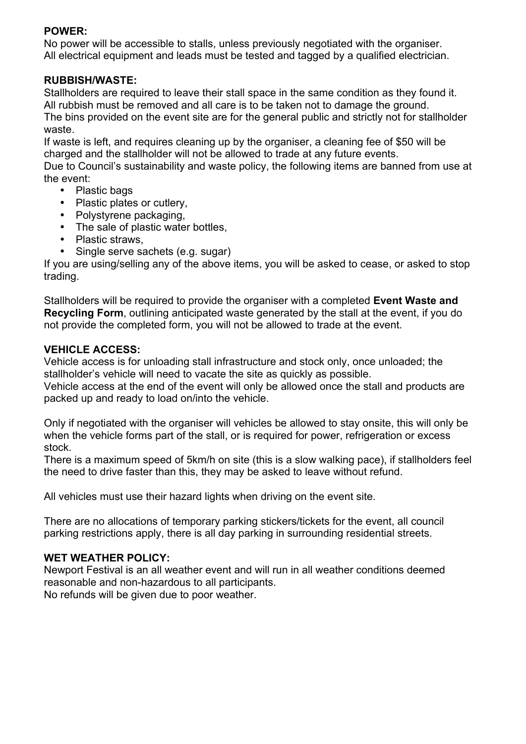**POWER:**

No power will be accessible to stalls, unless previously negotiated with the organiser.
All electrical equipment and leads must be tested and tagged by a qualified electrician.

**RUBBISH/WASTE:**

Stallholders are required to leave their stall space in the same condition as they found it.
All rubbish must be removed and all care is to be taken not to damage the ground.
The bins provided on the event site are for the general public and strictly not for stallholder waste.
If waste is left, and requires cleaning up by the organiser, a cleaning fee of $50 will be charged and the stallholder will not be allowed to trade at any future events.
Due to Council's sustainability and waste policy, the following items are banned from use at the event:

- Plastic bags
- Plastic plates or cutlery,
- Polystyrene packaging,
- The sale of plastic water bottles,
- Plastic straws,
- Single serve sachets (e.g. sugar)

If you are using/selling any of the above items, you will be asked to cease, or asked to stop trading.

Stallholders will be required to provide the organiser with a completed **Event Waste and Recycling Form**, outlining anticipated waste generated by the stall at the event, if you do not provide the completed form, you will not be allowed to trade at the event.

**VEHICLE ACCESS:**

Vehicle access is for unloading stall infrastructure and stock only, once unloaded; the stallholder's vehicle will need to vacate the site as quickly as possible.
Vehicle access at the end of the event will only be allowed once the stall and products are packed up and ready to load on/into the vehicle.

Only if negotiated with the organiser will vehicles be allowed to stay onsite, this will only be when the vehicle forms part of the stall, or is required for power, refrigeration or excess stock.
There is a maximum speed of 5km/h on site (this is a slow walking pace), if stallholders feel the need to drive faster than this, they may be asked to leave without refund.

All vehicles must use their hazard lights when driving on the event site.

There are no allocations of temporary parking stickers/tickets for the event, all council parking restrictions apply, there is all day parking in surrounding residential streets.

**WET WEATHER POLICY:**

Newport Festival is an all weather event and will run in all weather conditions deemed reasonable and non-hazardous to all participants.
No refunds will be given due to poor weather.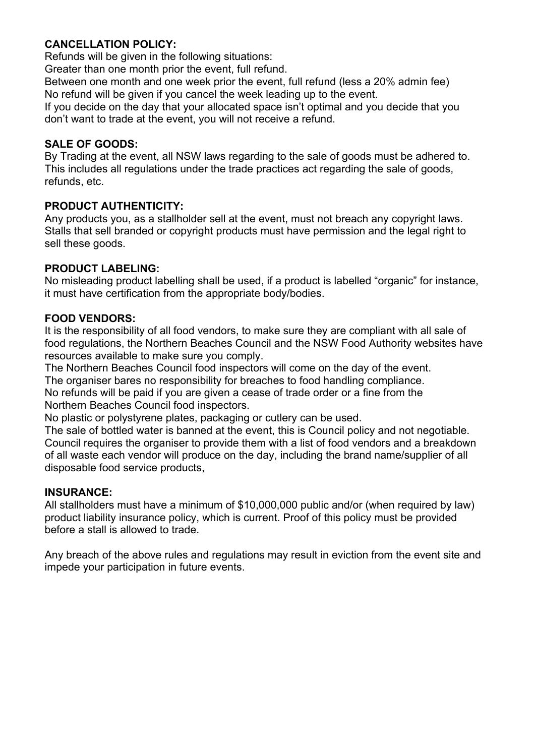**CANCELLATION POLICY:**

Refunds will be given in the following situations:
Greater than one month prior the event, full refund.
Between one month and one week prior the event, full refund (less a 20% admin fee)
No refund will be given if you cancel the week leading up to the event.
If you decide on the day that your allocated space isn't optimal and you decide that you don't want to trade at the event, you will not receive a refund.

**SALE OF GOODS:**

By Trading at the event, all NSW laws regarding to the sale of goods must be adhered to. This includes all regulations under the trade practices act regarding the sale of goods, refunds, etc.

**PRODUCT AUTHENTICITY:**

Any products you, as a stallholder sell at the event, must not breach any copyright laws. Stalls that sell branded or copyright products must have permission and the legal right to sell these goods.

**PRODUCT LABELING:**

No misleading product labelling shall be used, if a product is labelled "organic" for instance, it must have certification from the appropriate body/bodies.

**FOOD VENDORS:**

It is the responsibility of all food vendors, to make sure they are compliant with all sale of food regulations, the Northern Beaches Council and the NSW Food Authority websites have resources available to make sure you comply.
The Northern Beaches Council food inspectors will come on the day of the event.
The organiser bares no responsibility for breaches to food handling compliance.
No refunds will be paid if you are given a cease of trade order or a fine from the Northern Beaches Council food inspectors.
No plastic or polystyrene plates, packaging or cutlery can be used.
The sale of bottled water is banned at the event, this is Council policy and not negotiable.
Council requires the organiser to provide them with a list of food vendors and a breakdown of all waste each vendor will produce on the day, including the brand name/supplier of all disposable food service products,

**INSURANCE:**

All stallholders must have a minimum of $10,000,000 public and/or (when required by law) product liability insurance policy, which is current. Proof of this policy must be provided before a stall is allowed to trade.

Any breach of the above rules and regulations may result in eviction from the event site and impede your participation in future events.